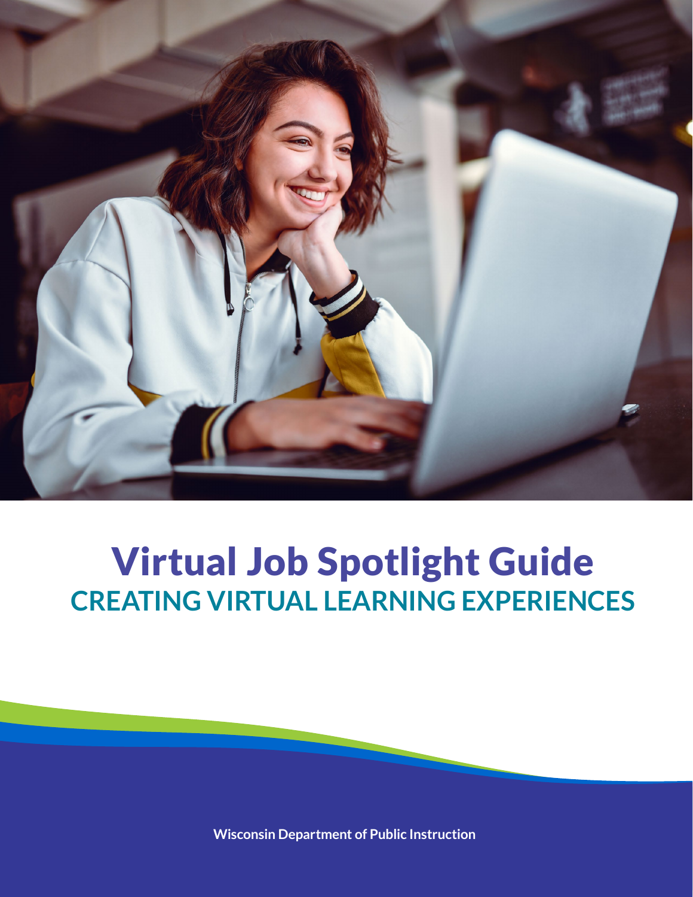# Virtual Job Spotlight Guide

## CREATING VIRTUAL LEARNING EXPERIENCES

**Wisconsin Department of Public Instruction**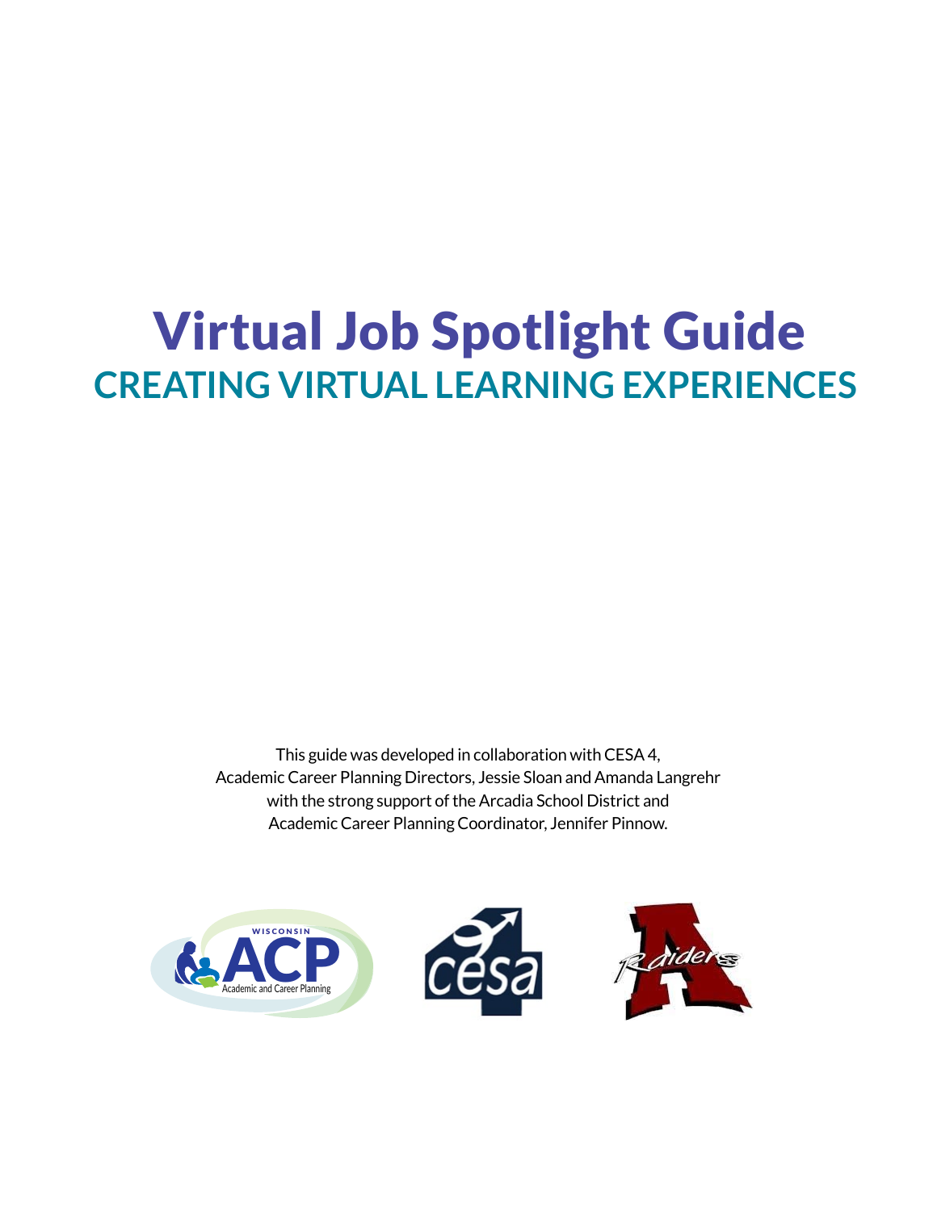# Virtual Job Spotlight Guide

## CREATING VIRTUAL LEARNING EXPERIENCES

This guide was developed in collaboration with CESA 4, Academic Career Planning Directors, Jessie Sloan and Amanda Langrehr with the strong support of the Arcadia School District and Academic Career Planning Coordinator, Jennifer Pinnow.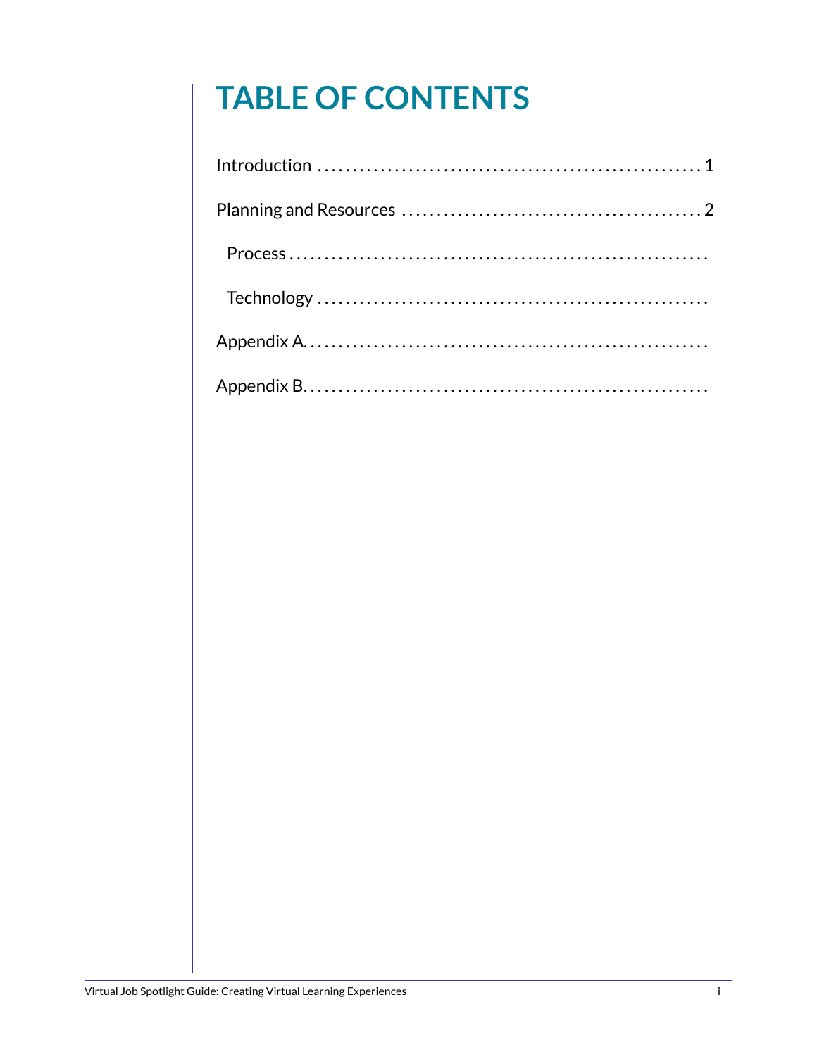# TABLE OF CONTENTS

Introduction .......................................................... 1

Planning and Resources ........................................... 2

  Process .............................................................

  Technology .........................................................

Appendix A. ..........................................................

Appendix B. ..........................................................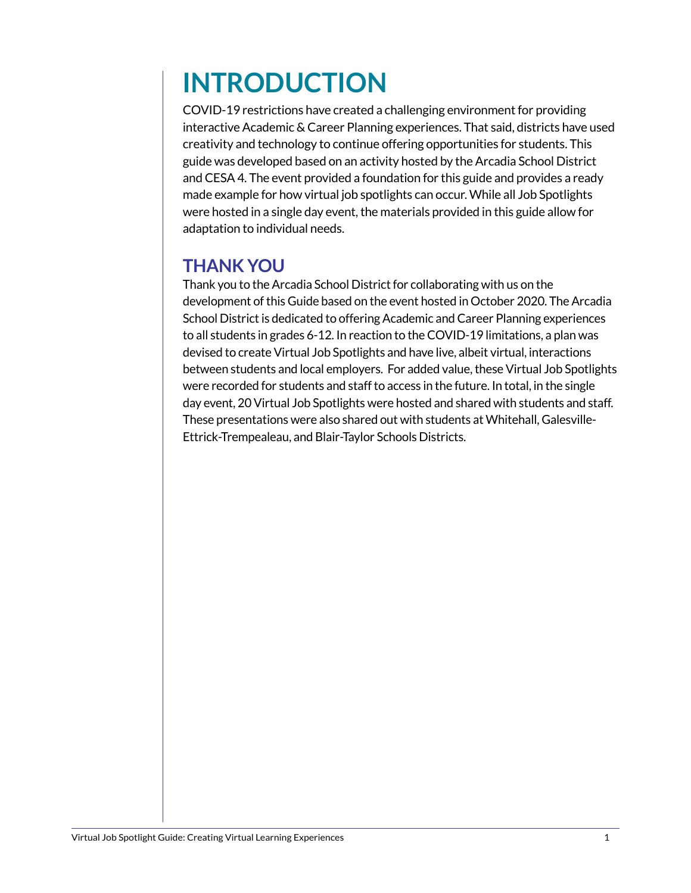# INTRODUCTION

COVID-19 restrictions have created a challenging environment for providing interactive Academic & Career Planning experiences. That said, districts have used creativity and technology to continue offering opportunities for students. This guide was developed based on an activity hosted by the Arcadia School District and CESA 4. The event provided a foundation for this guide and provides a ready made example for how virtual job spotlights can occur. While all Job Spotlights were hosted in a single day event, the materials provided in this guide allow for adaptation to individual needs.

## THANK YOU

Thank you to the Arcadia School District for collaborating with us on the development of this Guide based on the event hosted in October 2020. The Arcadia School District is dedicated to offering Academic and Career Planning experiences to all students in grades 6-12. In reaction to the COVID-19 limitations, a plan was devised to create Virtual Job Spotlights and have live, albeit virtual, interactions between students and local employers. For added value, these Virtual Job Spotlights were recorded for students and staff to access in the future. In total, in the single day event, 20 Virtual Job Spotlights were hosted and shared with students and staff. These presentations were also shared out with students at Whitehall, Galesville-Ettrick-Trempealeau, and Blair-Taylor Schools Districts.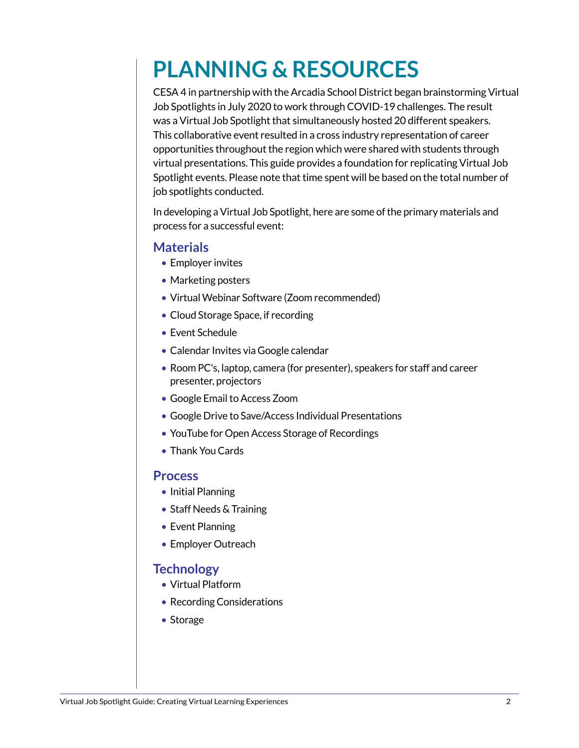# PLANNING & RESOURCES

CESA 4 in partnership with the Arcadia School District began brainstorming Virtual Job Spotlights in July 2020 to work through COVID-19 challenges. The result was a Virtual Job Spotlight that simultaneously hosted 20 different speakers. This collaborative event resulted in a cross industry representation of career opportunities throughout the region which were shared with students through virtual presentations. This guide provides a foundation for replicating Virtual Job Spotlight events. Please note that time spent will be based on the total number of job spotlights conducted.

In developing a Virtual Job Spotlight, here are some of the primary materials and process for a successful event:

## Materials

- Employer invites
- Marketing posters
- Virtual Webinar Software (Zoom recommended)
- Cloud Storage Space, if recording
- Event Schedule
- Calendar Invites via Google calendar
- Room PC's, laptop, camera (for presenter), speakers for staff and career presenter, projectors
- Google Email to Access Zoom
- Google Drive to Save/Access Individual Presentations
- YouTube for Open Access Storage of Recordings
- Thank You Cards

## Process

- Initial Planning
- Staff Needs & Training
- Event Planning
- Employer Outreach

## Technology

- Virtual Platform
- Recording Considerations
- Storage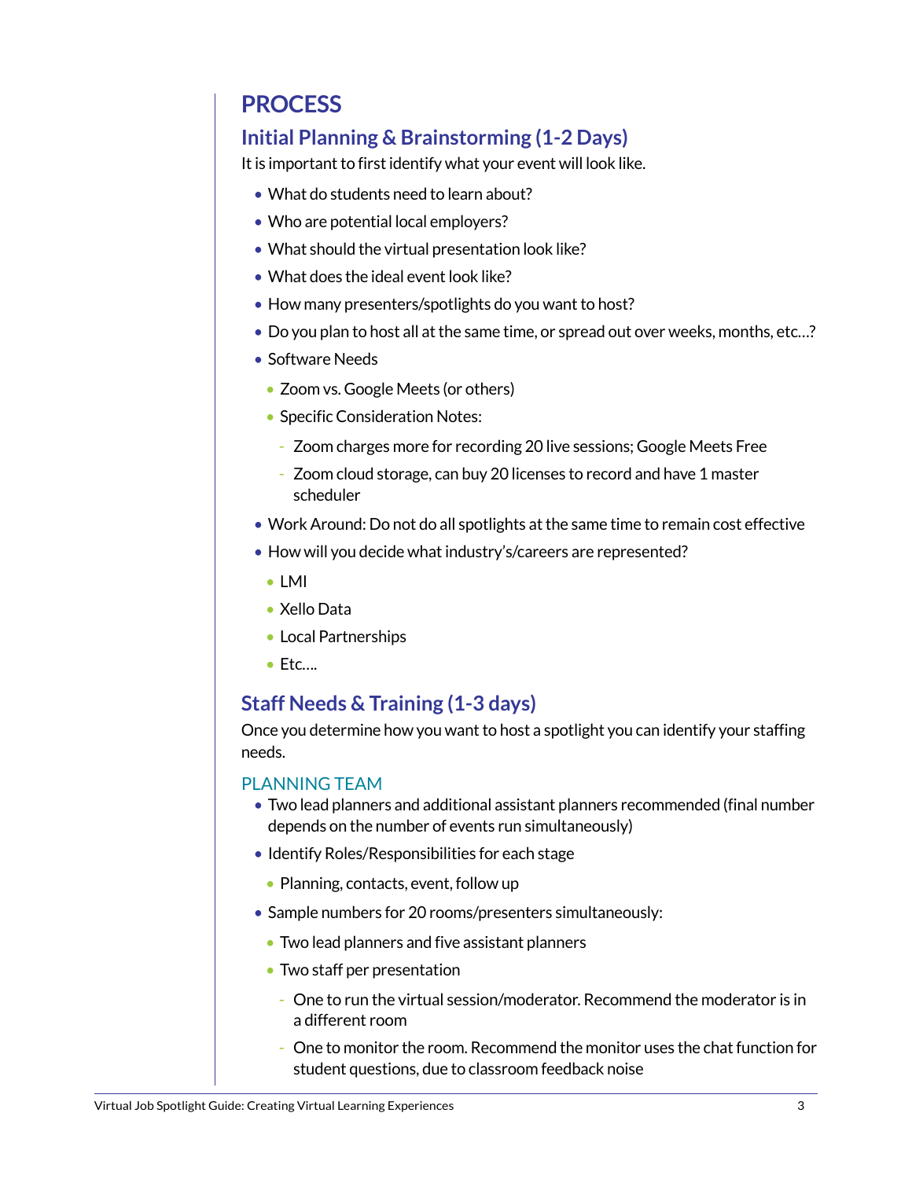# PROCESS

## Initial Planning & Brainstorming (1-2 Days)

It is important to first identify what your event will look like.

- What do students need to learn about?
- Who are potential local employers?
- What should the virtual presentation look like?
- What does the ideal event look like?
- How many presenters/spotlights do you want to host?
- Do you plan to host all at the same time, or spread out over weeks, months, etc…?
- Software Needs
  - Zoom vs. Google Meets (or others)
  - Specific Consideration Notes:
    - Zoom charges more for recording 20 live sessions; Google Meets Free
    - Zoom cloud storage, can buy 20 licenses to record and have 1 master scheduler
- Work Around: Do not do all spotlights at the same time to remain cost effective
- How will you decide what industry's/careers are represented?
  - LMI
  - Xello Data
  - Local Partnerships
  - Etc….

## Staff Needs & Training (1-3 days)

Once you determine how you want to host a spotlight you can identify your staffing needs.

### PLANNING TEAM

- Two lead planners and additional assistant planners recommended (final number depends on the number of events run simultaneously)
- Identify Roles/Responsibilities for each stage
  - Planning, contacts, event, follow up
- Sample numbers for 20 rooms/presenters simultaneously:
  - Two lead planners and five assistant planners
  - Two staff per presentation
    - One to run the virtual session/moderator. Recommend the moderator is in a different room
    - One to monitor the room. Recommend the monitor uses the chat function for student questions, due to classroom feedback noise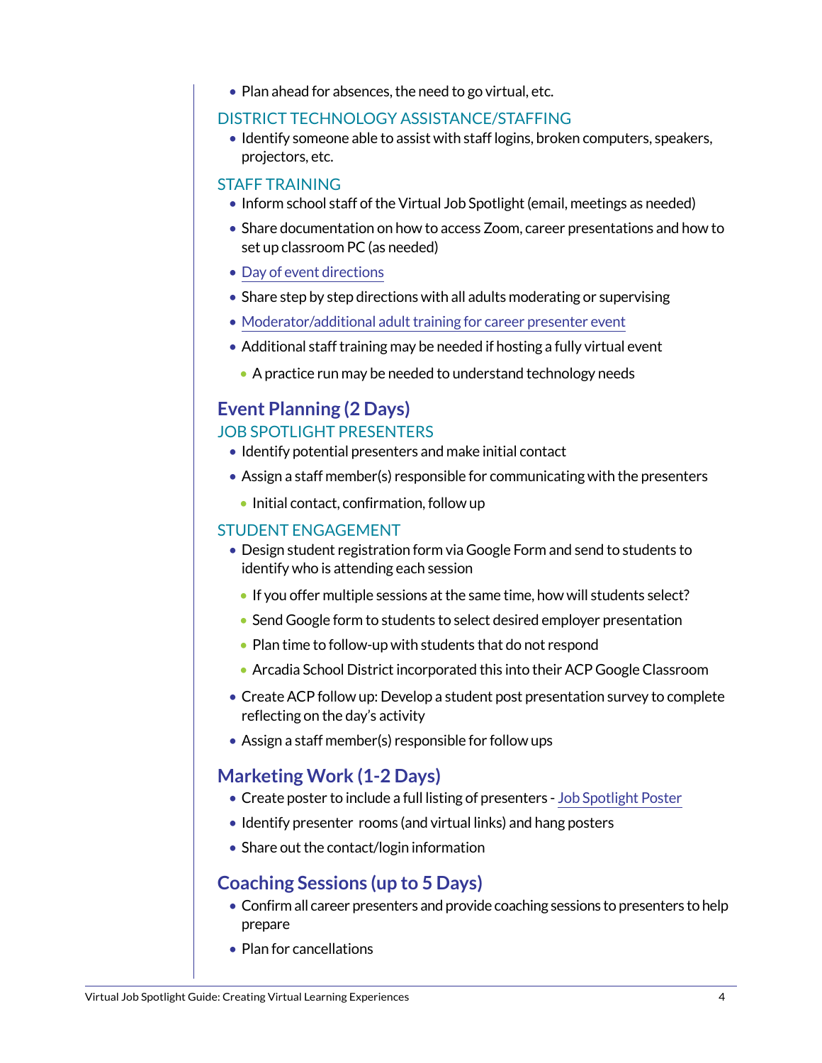- Plan ahead for absences, the need to go virtual, etc.

### DISTRICT TECHNOLOGY ASSISTANCE/STAFFING

- Identify someone able to assist with staff logins, broken computers, speakers, projectors, etc.

### STAFF TRAINING

- Inform school staff of the Virtual Job Spotlight (email, meetings as needed)
- Share documentation on how to access Zoom, career presentations and how to set up classroom PC (as needed)
- Day of event directions
- Share step by step directions with all adults moderating or supervising
- Moderator/additional adult training for career presenter event
- Additional staff training may be needed if hosting a fully virtual event
  - A practice run may be needed to understand technology needs

## Event Planning (2 Days)

### JOB SPOTLIGHT PRESENTERS

- Identify potential presenters and make initial contact
- Assign a staff member(s) responsible for communicating with the presenters
  - Initial contact, confirmation, follow up

### STUDENT ENGAGEMENT

- Design student registration form via Google Form and send to students to identify who is attending each session
  - If you offer multiple sessions at the same time, how will students select?
  - Send Google form to students to select desired employer presentation
  - Plan time to follow-up with students that do not respond
  - Arcadia School District incorporated this into their ACP Google Classroom
- Create ACP follow up: Develop a student post presentation survey to complete reflecting on the day's activity
- Assign a staff member(s) responsible for follow ups

## Marketing Work (1-2 Days)

- Create poster to include a full listing of presenters - Job Spotlight Poster
- Identify presenter rooms (and virtual links) and hang posters
- Share out the contact/login information

## Coaching Sessions (up to 5 Days)

- Confirm all career presenters and provide coaching sessions to presenters to help prepare
- Plan for cancellations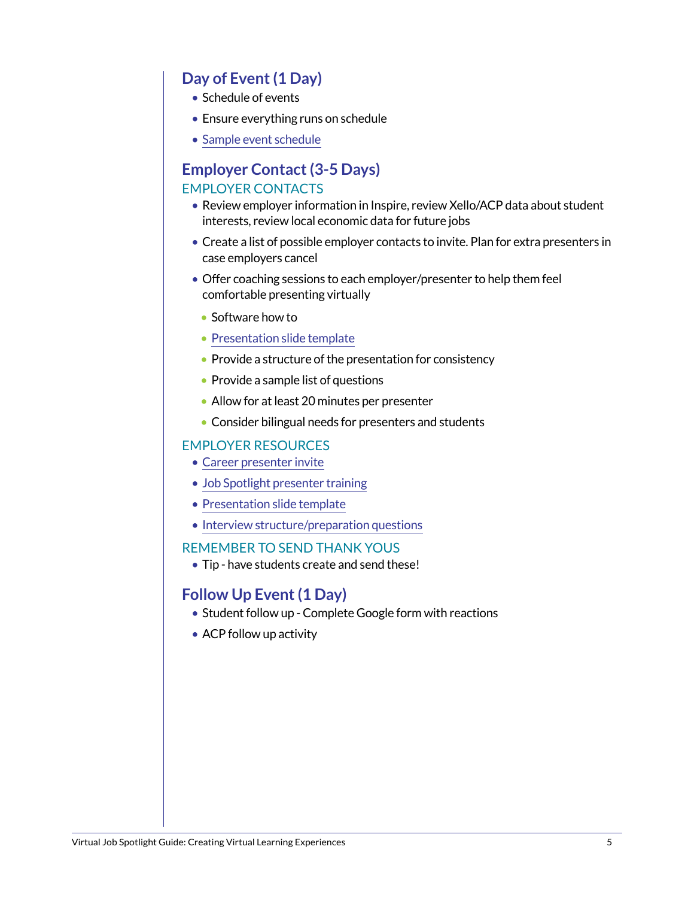## Day of Event (1 Day)

- Schedule of events
- Ensure everything runs on schedule
- Sample event schedule

## Employer Contact (3-5 Days)

### EMPLOYER CONTACTS

- Review employer information in Inspire, review Xello/ACP data about student interests, review local economic data for future jobs
- Create a list of possible employer contacts to invite. Plan for extra presenters in case employers cancel
- Offer coaching sessions to each employer/presenter to help them feel comfortable presenting virtually
  - Software how to
  - Presentation slide template
  - Provide a structure of the presentation for consistency
  - Provide a sample list of questions
  - Allow for at least 20 minutes per presenter
  - Consider bilingual needs for presenters and students

### EMPLOYER RESOURCES

- Career presenter invite
- Job Spotlight presenter training
- Presentation slide template
- Interview structure/preparation questions

### REMEMBER TO SEND THANK YOUS

- Tip - have students create and send these!

## Follow Up Event (1 Day)

- Student follow up - Complete Google form with reactions
- ACP follow up activity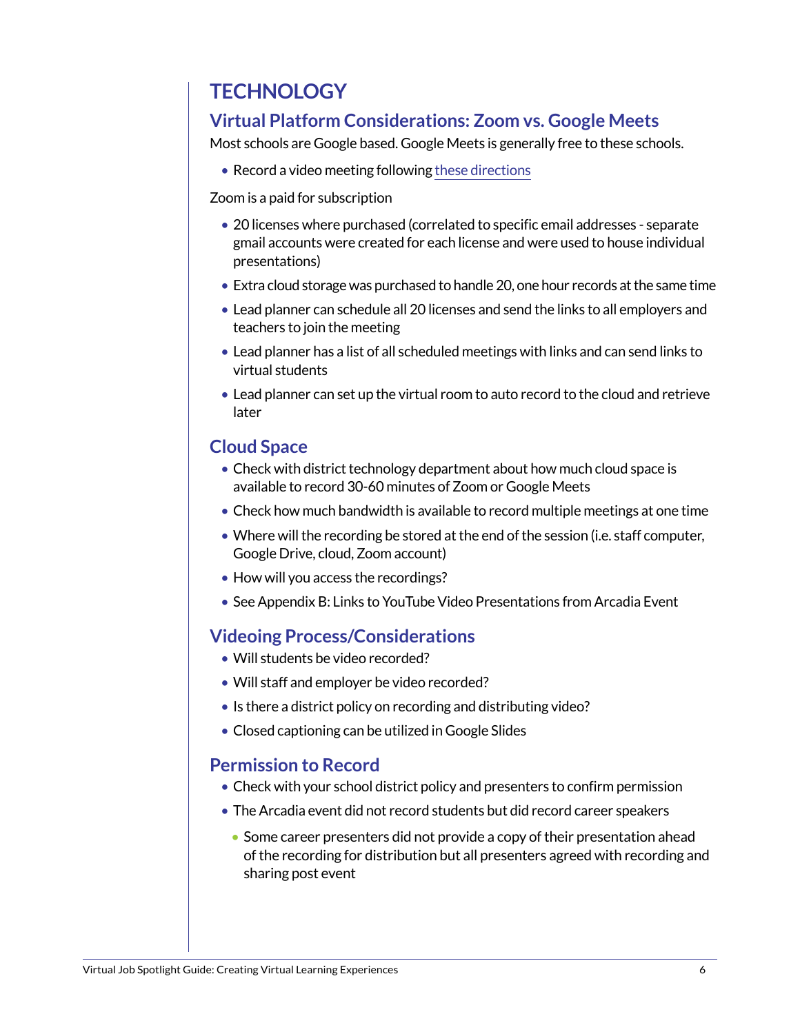# TECHNOLOGY

## Virtual Platform Considerations: Zoom vs. Google Meets

Most schools are Google based. Google Meets is generally free to these schools.

- Record a video meeting following these directions

Zoom is a paid for subscription

- 20 licenses where purchased (correlated to specific email addresses - separate gmail accounts were created for each license and were used to house individual presentations)
- Extra cloud storage was purchased to handle 20, one hour records at the same time
- Lead planner can schedule all 20 licenses and send the links to all employers and teachers to join the meeting
- Lead planner has a list of all scheduled meetings with links and can send links to virtual students
- Lead planner can set up the virtual room to auto record to the cloud and retrieve later

## Cloud Space

- Check with district technology department about how much cloud space is available to record 30-60 minutes of Zoom or Google Meets
- Check how much bandwidth is available to record multiple meetings at one time
- Where will the recording be stored at the end of the session (i.e. staff computer, Google Drive, cloud, Zoom account)
- How will you access the recordings?
- See Appendix B: Links to YouTube Video Presentations from Arcadia Event

## Videoing Process/Considerations

- Will students be video recorded?
- Will staff and employer be video recorded?
- Is there a district policy on recording and distributing video?
- Closed captioning can be utilized in Google Slides

## Permission to Record

- Check with your school district policy and presenters to confirm permission
- The Arcadia event did not record students but did record career speakers
  - Some career presenters did not provide a copy of their presentation ahead of the recording for distribution but all presenters agreed with recording and sharing post event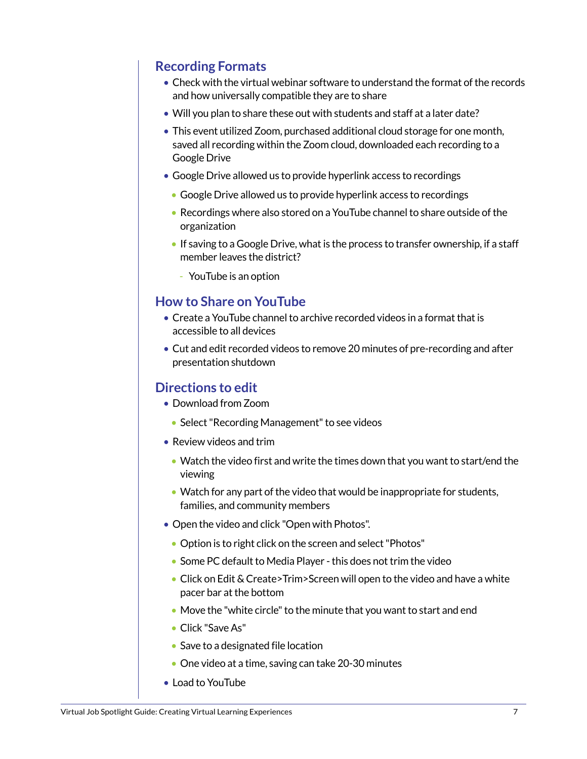## Recording Formats

- Check with the virtual webinar software to understand the format of the records and how universally compatible they are to share
- Will you plan to share these out with students and staff at a later date?
- This event utilized Zoom, purchased additional cloud storage for one month, saved all recording within the Zoom cloud, downloaded each recording to a Google Drive
- Google Drive allowed us to provide hyperlink access to recordings
  - Google Drive allowed us to provide hyperlink access to recordings
  - Recordings where also stored on a YouTube channel to share outside of the organization
  - If saving to a Google Drive, what is the process to transfer ownership, if a staff member leaves the district?
    - YouTube is an option

## How to Share on YouTube

- Create a YouTube channel to archive recorded videos in a format that is accessible to all devices
- Cut and edit recorded videos to remove 20 minutes of pre-recording and after presentation shutdown

## Directions to edit

- Download from Zoom
  - Select "Recording Management" to see videos
- Review videos and trim
  - Watch the video first and write the times down that you want to start/end the viewing
  - Watch for any part of the video that would be inappropriate for students, families, and community members
- Open the video and click "Open with Photos".
  - Option is to right click on the screen and select "Photos"
  - Some PC default to Media Player - this does not trim the video
  - Click on Edit & Create>Trim>Screen will open to the video and have a white pacer bar at the bottom
  - Move the "white circle" to the minute that you want to start and end
  - Click "Save As"
  - Save to a designated file location
  - One video at a time, saving can take 20-30 minutes
- Load to YouTube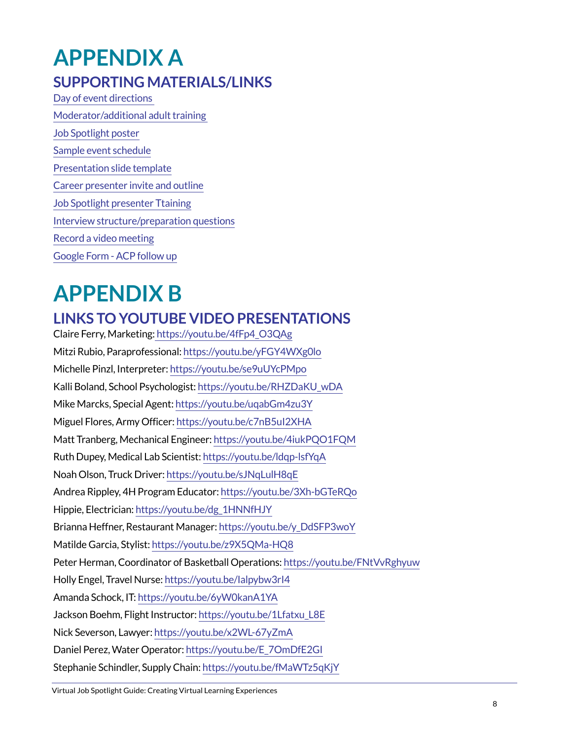# APPENDIX A

## SUPPORTING MATERIALS/LINKS

Day of event directions

Moderator/additional adult training

Job Spotlight poster

Sample event schedule

Presentation slide template

Career presenter invite and outline

Job Spotlight presenter Ttaining

Interview structure/preparation questions

Record a video meeting

Google Form - ACP follow up

# APPENDIX B

## LINKS TO YOUTUBE VIDEO PRESENTATIONS

Claire Ferry, Marketing: https://youtu.be/4fFp4_O3QAg

Mitzi Rubio, Paraprofessional: https://youtu.be/yFGY4WXg0lo

Michelle Pinzl, Interpreter: https://youtu.be/se9uUYcPMpo

Kalli Boland, School Psychologist: https://youtu.be/RHZDaKU_wDA

Mike Marcks, Special Agent: https://youtu.be/uqabGm4zu3Y

Miguel Flores, Army Officer: https://youtu.be/c7nB5uI2XHA

Matt Tranberg, Mechanical Engineer: https://youtu.be/4iukPQO1FQM

Ruth Dupey, Medical Lab Scientist: https://youtu.be/ldqp-lsfYqA

Noah Olson, Truck Driver: https://youtu.be/sJNqLulH8qE

Andrea Rippley, 4H Program Educator: https://youtu.be/3Xh-bGTeRQo

Hippie, Electrician: https://youtu.be/dg_1HNNfHJY

Brianna Heffner, Restaurant Manager: https://youtu.be/y_DdSFP3woY

Matilde Garcia, Stylist: https://youtu.be/z9X5QMa-HQ8

Peter Herman, Coordinator of Basketball Operations: https://youtu.be/FNtVvRghyuw

Holly Engel, Travel Nurse: https://youtu.be/Ialpybw3rI4

Amanda Schock, IT: https://youtu.be/6yW0kanA1YA

Jackson Boehm, Flight Instructor: https://youtu.be/1Lfatxu_L8E

Nick Severson, Lawyer: https://youtu.be/x2WL-67yZmA

Daniel Perez, Water Operator: https://youtu.be/E_7OmDfE2GI

Stephanie Schindler, Supply Chain: https://youtu.be/fMaWTz5qKjY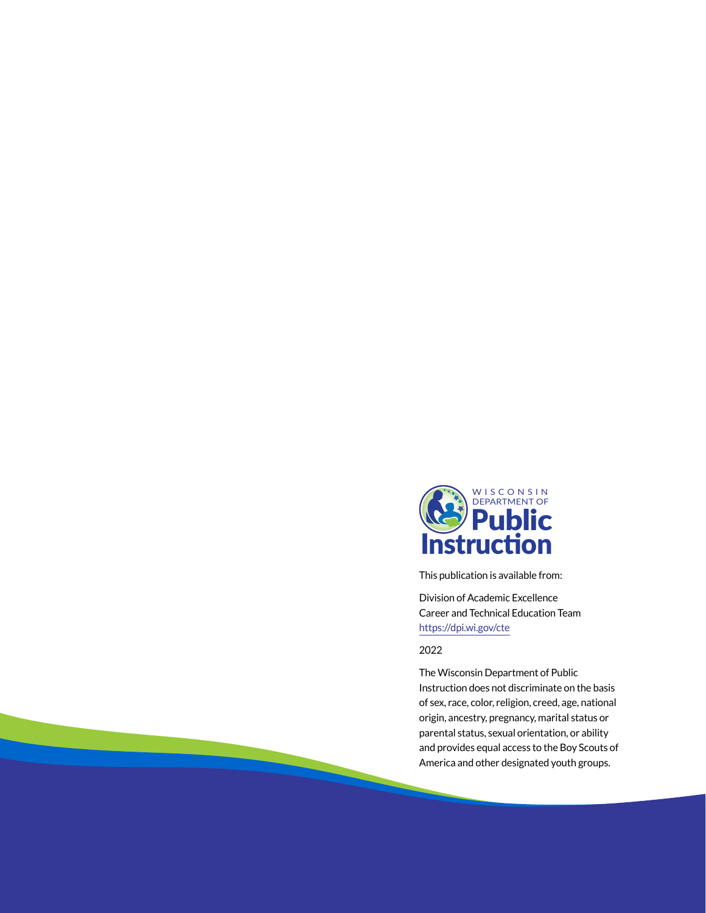WISCONSIN DEPARTMENT OF Public Instruction

This publication is available from:

Division of Academic Excellence
Career and Technical Education Team
https://dpi.wi.gov/cte

2022

The Wisconsin Department of Public Instruction does not discriminate on the basis of sex, race, color, religion, creed, age, national origin, ancestry, pregnancy, marital status or parental status, sexual orientation, or ability and provides equal access to the Boy Scouts of America and other designated youth groups.